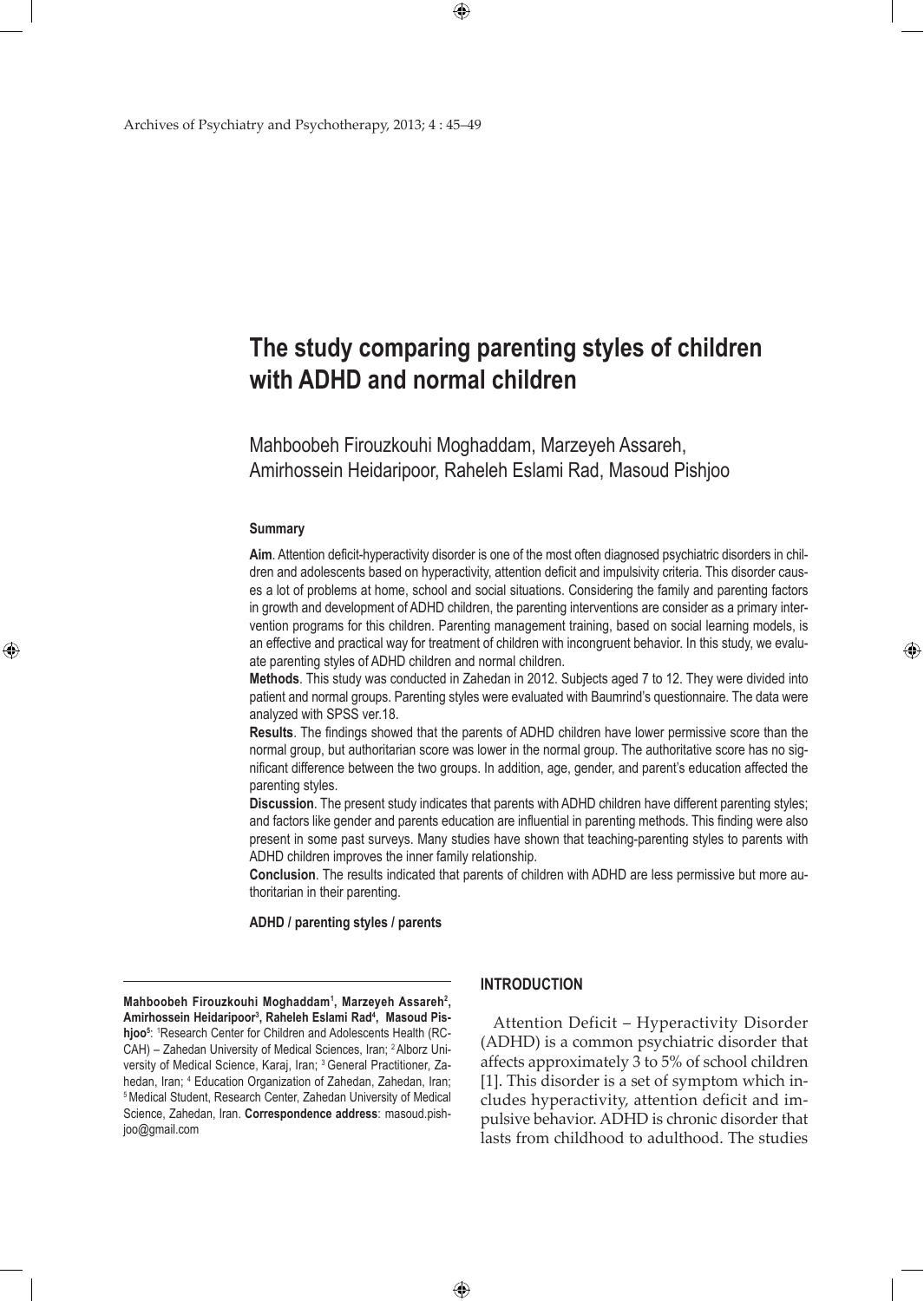# The study comparing parenting styles of children with ADHD and normal children

Mahboobeh Firouzkouhi Moghaddam, Marzeyeh Assareh, Amirhossein Heidaripoor, Raheleh Eslami Rad, Masoud Pishjoo

### Summary

**Aim**. Attention deficit-hyperactivity disorder is one of the most often diagnosed psychiatric disorders in children and adolescents based on hyperactivity, attention deficit and impulsivity criteria. This disorder causes a lot of problems at home, school and social situations. Considering the family and parenting factors in growth and development of ADHD children, the parenting interventions are consider as a primary intervention programs for this children. Parenting management training, based on social learning models, is an effective and practical way for treatment of children with incongruent behavior. In this study, we evaluate parenting styles of ADHD children and normal children.

**Methods**. This study was conducted in Zahedan in 2012. Subjects aged 7 to 12. They were divided into patient and normal groups. Parenting styles were evaluated with Baumrind's questionnaire. The data were analyzed with SPSS ver.18.

**Results**. The findings showed that the parents of ADHD children have lower permissive score than the normal group, but authoritarian score was lower in the normal group. The authoritative score has no significant difference between the two groups. In addition, age, gender, and parent's education affected the parenting styles.

**Discussion**. The present study indicates that parents with ADHD children have different parenting styles; and factors like gender and parents education are influential in parenting methods. This finding were also present in some past surveys. Many studies have shown that teaching-parenting styles to parents with ADHD children improves the inner family relationship.

**Conclusion**. The results indicated that parents of children with ADHD are less permissive but more authoritarian in their parenting.

**ADHD / parenting styles / parents**

**Mahboobeh Firouzkouhi Moghaddam[1], Marzeyeh Assareh[2], Amirhossein Heidaripoor[3], Raheleh Eslami Rad[4], Masoud Pishjoo[5]**: [1]Research Center for Children and Adolescents Health (RC-CAH) – Zahedan University of Medical Sciences, Iran; [2]Alborz University of Medical Science, Karaj, Iran; [3]General Practitioner, Zahedan, Iran; [4]Education Organization of Zahedan, Zahedan, Iran; [5]Medical Student, Research Center, Zahedan University of Medical Science, Zahedan, Iran. **Correspondence address**: masoud.pishjoo@gmail.com

## INTRODUCTION

Attention Deficit – Hyperactivity Disorder (ADHD) is a common psychiatric disorder that affects approximately 3 to 5% of school children [1]. This disorder is a set of symptom which includes hyperactivity, attention deficit and impulsive behavior. ADHD is chronic disorder that lasts from childhood to adulthood. The studies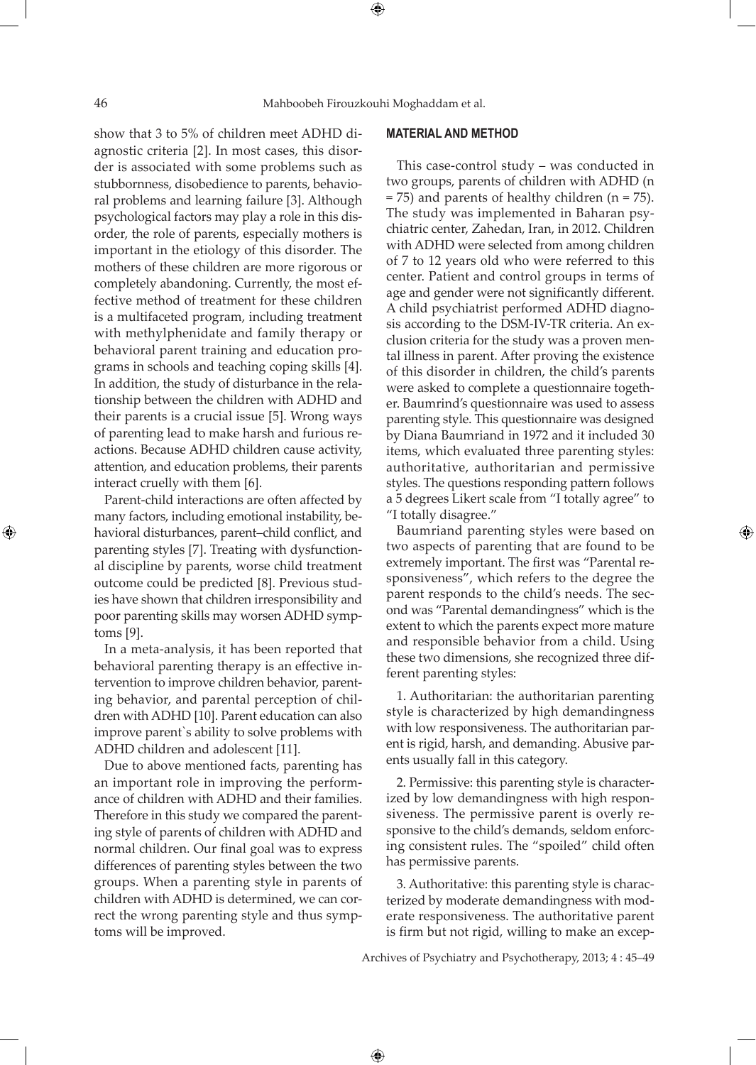show that 3 to 5% of children meet ADHD diagnostic criteria [2]. In most cases, this disorder is associated with some problems such as stubbornness, disobedience to parents, behavioral problems and learning failure [3]. Although psychological factors may play a role in this disorder, the role of parents, especially mothers is important in the etiology of this disorder. The mothers of these children are more rigorous or completely abandoning. Currently, the most effective method of treatment for these children is a multifaceted program, including treatment with methylphenidate and family therapy or behavioral parent training and education programs in schools and teaching coping skills [4]. In addition, the study of disturbance in the relationship between the children with ADHD and their parents is a crucial issue [5]. Wrong ways of parenting lead to make harsh and furious reactions. Because ADHD children cause activity, attention, and education problems, their parents interact cruelly with them [6].

Parent-child interactions are often affected by many factors, including emotional instability, behavioral disturbances, parent–child conflict, and parenting styles [7]. Treating with dysfunctional discipline by parents, worse child treatment outcome could be predicted [8]. Previous studies have shown that children irresponsibility and poor parenting skills may worsen ADHD symptoms [9].

In a meta-analysis, it has been reported that behavioral parenting therapy is an effective intervention to improve children behavior, parenting behavior, and parental perception of children with ADHD [10]. Parent education can also improve parent`s ability to solve problems with ADHD children and adolescent [11].

Due to above mentioned facts, parenting has an important role in improving the performance of children with ADHD and their families. Therefore in this study we compared the parenting style of parents of children with ADHD and normal children. Our final goal was to express differences of parenting styles between the two groups. When a parenting style in parents of children with ADHD is determined, we can correct the wrong parenting style and thus symptoms will be improved.

## MATERIAL AND METHOD

This case-control study – was conducted in two groups, parents of children with ADHD (n = 75) and parents of healthy children (n = 75). The study was implemented in Baharan psychiatric center, Zahedan, Iran, in 2012. Children with ADHD were selected from among children of 7 to 12 years old who were referred to this center. Patient and control groups in terms of age and gender were not significantly different. A child psychiatrist performed ADHD diagnosis according to the DSM-IV-TR criteria. An exclusion criteria for the study was a proven mental illness in parent. After proving the existence of this disorder in children, the child's parents were asked to complete a questionnaire together. Baumrind's questionnaire was used to assess parenting style. This questionnaire was designed by Diana Baumriand in 1972 and it included 30 items, which evaluated three parenting styles: authoritative, authoritarian and permissive styles. The questions responding pattern follows a 5 degrees Likert scale from "I totally agree" to "I totally disagree."

Baumriand parenting styles were based on two aspects of parenting that are found to be extremely important. The first was "Parental responsiveness", which refers to the degree the parent responds to the child's needs. The second was "Parental demandingness" which is the extent to which the parents expect more mature and responsible behavior from a child. Using these two dimensions, she recognized three different parenting styles:

1. Authoritarian: the authoritarian parenting style is characterized by high demandingness with low responsiveness. The authoritarian parent is rigid, harsh, and demanding. Abusive parents usually fall in this category.

2. Permissive: this parenting style is characterized by low demandingness with high responsiveness. The permissive parent is overly responsive to the child's demands, seldom enforcing consistent rules. The "spoiled" child often has permissive parents.

3. Authoritative: this parenting style is characterized by moderate demandingness with moderate responsiveness. The authoritative parent is firm but not rigid, willing to make an excep-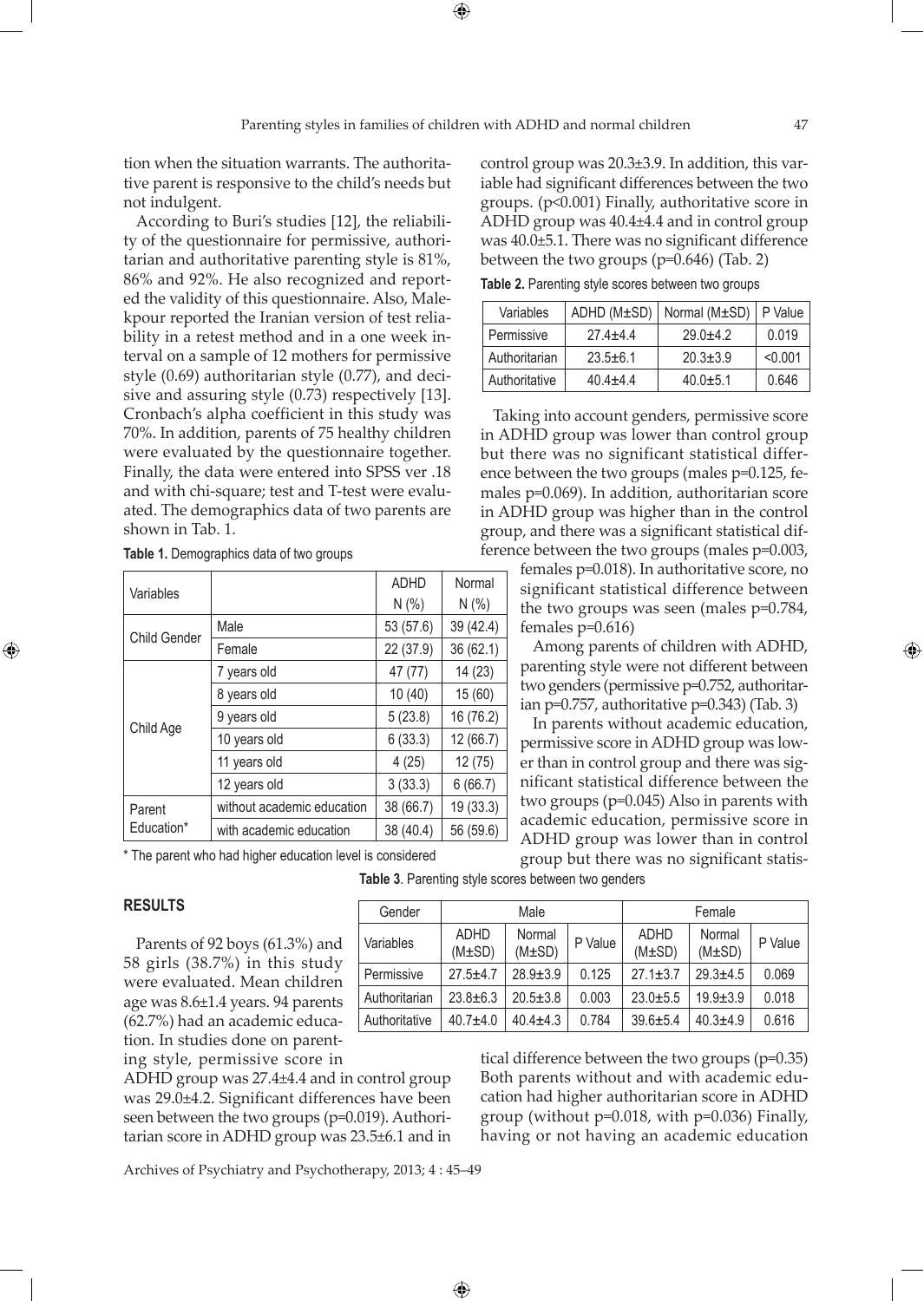tion when the situation warrants. The authoritative parent is responsive to the child's needs but not indulgent.

According to Buri's studies [12], the reliability of the questionnaire for permissive, authoritarian and authoritative parenting style is 81%, 86% and 92%. He also recognized and reported the validity of this questionnaire. Also, Malekpour reported the Iranian version of test reliability in a retest method and in a one week interval on a sample of 12 mothers for permissive style (0.69) authoritarian style (0.77), and decisive and assuring style (0.73) respectively [13]. Cronbach's alpha coefficient in this study was 70%. In addition, parents of 75 healthy children were evaluated by the questionnaire together. Finally, the data were entered into SPSS ver .18 and with chi-square; test and T-test were evaluated. The demographics data of two parents are shown in Tab. 1.

**Table 1.** Demographics data of two groups

| Variables | | ADHD N (%) | Normal N (%) |
|---|---|---|---|
| Child Gender | Male | 53 (57.6) | 39 (42.4) |
| | Female | 22 (37.9) | 36 (62.1) |
| Child Age | 7 years old | 47 (77) | 14 (23) |
| | 8 years old | 10 (40) | 15 (60) |
| | 9 years old | 5 (23.8) | 16 (76.2) |
| | 10 years old | 6 (33.3) | 12 (66.7) |
| | 11 years old | 4 (25) | 12 (75) |
| | 12 years old | 3 (33.3) | 6 (66.7) |
| Parent Education* | without academic education | 38 (66.7) | 19 (33.3) |
| | with academic education | 38 (40.4) | 56 (59.6) |

\* The parent who had higher education level is considered

## RESULTS

Parents of 92 boys (61.3%) and 58 girls (38.7%) in this study were evaluated. Mean children age was 8.6±1.4 years. 94 parents (62.7%) had an academic education. In studies done on parenting style, permissive score in ADHD group was 27.4±4.4 and in control group was 29.0±4.2. Significant differences have been seen between the two groups (p=0.019). Authoritarian score in ADHD group was 23.5±6.1 and in control group was 20.3±3.9. In addition, this variable had significant differences between the two groups. (p<0.001) Finally, authoritative score in ADHD group was 40.4±4.4 and in control group was 40.0±5.1. There was no significant difference between the two groups (p=0.646) (Tab. 2)

**Table 2.** Parenting style scores between two groups

| Variables | ADHD (M±SD) | Normal (M±SD) | P Value |
|---|---|---|---|
| Permissive | 27.4±4.4 | 29.0±4.2 | 0.019 |
| Authoritarian | 23.5±6.1 | 20.3±3.9 | <0.001 |
| Authoritative | 40.4±4.4 | 40.0±5.1 | 0.646 |

Taking into account genders, permissive score in ADHD group was lower than control group but there was no significant statistical difference between the two groups (males p=0.125, females p=0.069). In addition, authoritarian score in ADHD group was higher than in the control group, and there was a significant statistical difference between the two groups (males p=0.003, females p=0.018). In authoritative score, no significant statistical difference between the two groups was seen (males p=0.784, females p=0.616)

Among parents of children with ADHD, parenting style were not different between two genders (permissive p=0.752, authoritarian p=0.757, authoritative p=0.343) (Tab. 3)

In parents without academic education, permissive score in ADHD group was lower than in control group and there was significant statistical difference between the two groups (p=0.045) Also in parents with academic education, permissive score in ADHD group was lower than in control group but there was no significant statistical difference between the two groups (p=0.35) Both parents without and with academic education had higher authoritarian score in ADHD group (without p=0.018, with p=0.036) Finally, having or not having an academic education

**Table 3**. Parenting style scores between two genders

| Gender | Male | | | Female | | |
|---|---|---|---|---|---|---|
| Variables | ADHD (M±SD) | Normal (M±SD) | P Value | ADHD (M±SD) | Normal (M±SD) | P Value |
| Permissive | 27.5±4.7 | 28.9±3.9 | 0.125 | 27.1±3.7 | 29.3±4.5 | 0.069 |
| Authoritarian | 23.8±6.3 | 20.5±3.8 | 0.003 | 23.0±5.5 | 19.9±3.9 | 0.018 |
| Authoritative | 40.7±4.0 | 40.4±4.3 | 0.784 | 39.6±5.4 | 40.3±4.9 | 0.616 |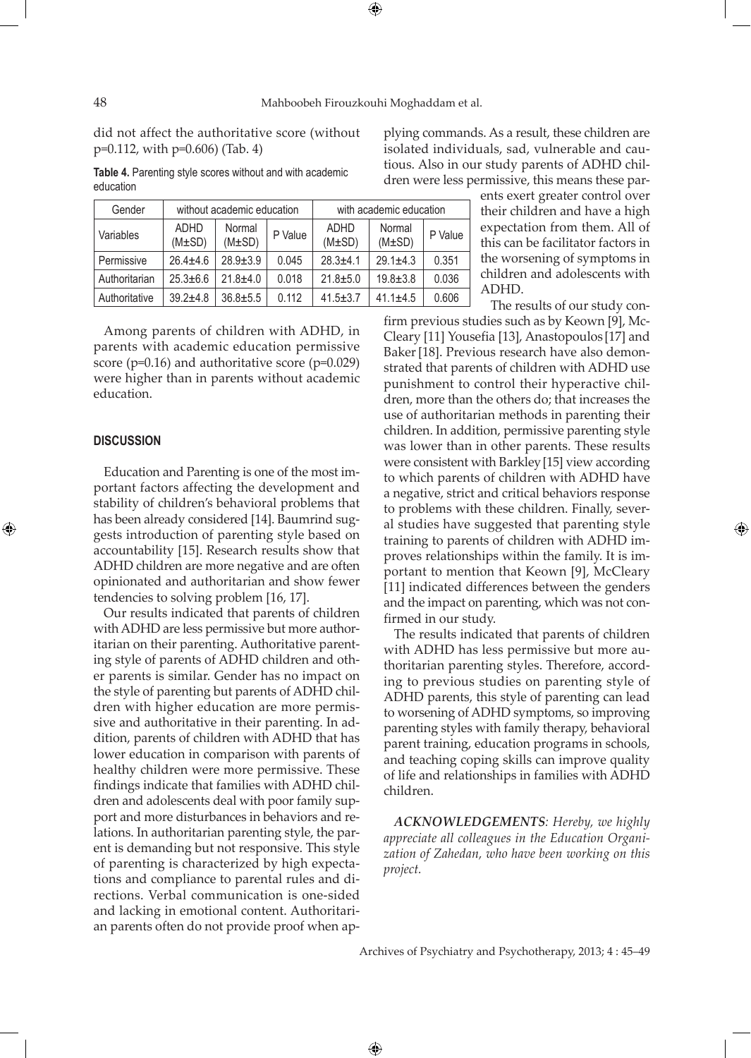did not affect the authoritative score (without p=0.112, with p=0.606) (Tab. 4)

**Table 4.** Parenting style scores without and with academic education

| Gender | without academic education | | | with academic education | | |
|---|---|---|---|---|---|---|
| Variables | ADHD (M±SD) | Normal (M±SD) | P Value | ADHD (M±SD) | Normal (M±SD) | P Value |
| Permissive | 26.4±4.6 | 28.9±3.9 | 0.045 | 28.3±4.1 | 29.1±4.3 | 0.351 |
| Authoritarian | 25.3±6.6 | 21.8±4.0 | 0.018 | 21.8±5.0 | 19.8±3.8 | 0.036 |
| Authoritative | 39.2±4.8 | 36.8±5.5 | 0.112 | 41.5±3.7 | 41.1±4.5 | 0.606 |

Among parents of children with ADHD, in parents with academic education permissive score (p=0.16) and authoritative score (p=0.029) were higher than in parents without academic education.

## DISCUSSION

Education and Parenting is one of the most important factors affecting the development and stability of children's behavioral problems that has been already considered [14]. Baumrind suggests introduction of parenting style based on accountability [15]. Research results show that ADHD children are more negative and are often opinionated and authoritarian and show fewer tendencies to solving problem [16, 17].

Our results indicated that parents of children with ADHD are less permissive but more authoritarian on their parenting. Authoritative parenting style of parents of ADHD children and other parents is similar. Gender has no impact on the style of parenting but parents of ADHD children with higher education are more permissive and authoritative in their parenting. In addition, parents of children with ADHD that has lower education in comparison with parents of healthy children were more permissive. These findings indicate that families with ADHD children and adolescents deal with poor family support and more disturbances in behaviors and relations. In authoritarian parenting style, the parent is demanding but not responsive. This style of parenting is characterized by high expectations and compliance to parental rules and directions. Verbal communication is one-sided and lacking in emotional content. Authoritarian parents often do not provide proof when applying commands. As a result, these children are isolated individuals, sad, vulnerable and cautious. Also in our study parents of ADHD children were less permissive, this means these parents exert greater control over their children and have a high expectation from them. All of this can be facilitator factors in the worsening of symptoms in children and adolescents with ADHD.

The results of our study confirm previous studies such as by Keown [9], McCleary [11] Yousefia [13], Anastopoulos [17] and Baker [18]. Previous research have also demonstrated that parents of children with ADHD use punishment to control their hyperactive children, more than the others do; that increases the use of authoritarian methods in parenting their children. In addition, permissive parenting style was lower than in other parents. These results were consistent with Barkley [15] view according to which parents of children with ADHD have a negative, strict and critical behaviors response to problems with these children. Finally, several studies have suggested that parenting style training to parents of children with ADHD improves relationships within the family. It is important to mention that Keown [9], McCleary [11] indicated differences between the genders and the impact on parenting, which was not confirmed in our study.

The results indicated that parents of children with ADHD has less permissive but more authoritarian parenting styles. Therefore, according to previous studies on parenting style of ADHD parents, this style of parenting can lead to worsening of ADHD symptoms, so improving parenting styles with family therapy, behavioral parent training, education programs in schools, and teaching coping skills can improve quality of life and relationships in families with ADHD children.

***ACKNOWLEDGEMENTS****: Hereby, we highly appreciate all colleagues in the Education Organization of Zahedan, who have been working on this project.*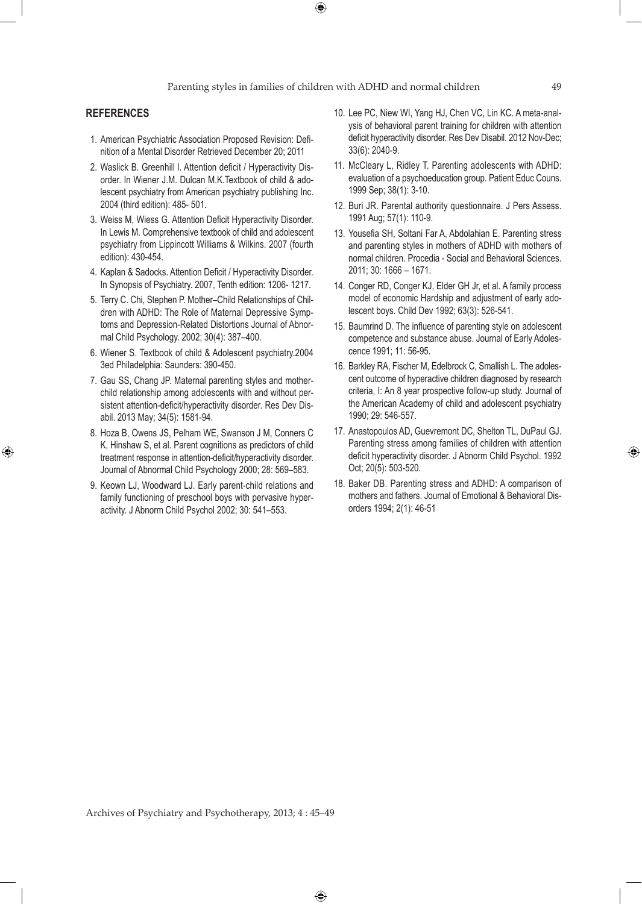## REFERENCES

1. American Psychiatric Association Proposed Revision: Definition of a Mental Disorder Retrieved December 20; 2011
2. Waslick B. Greenhill I. Attention deficit / Hyperactivity Disorder. In Wiener J.M. Dulcan M.K.Textbook of child & adolescent psychiatry from American psychiatry publishing Inc. 2004 (third edition): 485- 501.
3. Weiss M, Wiess G. Attention Deficit Hyperactivity Disorder. In Lewis M. Comprehensive textbook of child and adolescent psychiatry from Lippincott Williams & Wilkins. 2007 (fourth edition): 430-454.
4. Kaplan & Sadocks. Attention Deficit / Hyperactivity Disorder. In Synopsis of Psychiatry. 2007, Tenth edition: 1206- 1217.
5. Terry C. Chi, Stephen P. Mother–Child Relationships of Children with ADHD: The Role of Maternal Depressive Symptoms and Depression-Related Distortions Journal of Abnormal Child Psychology. 2002; 30(4): 387–400.
6. Wiener S. Textbook of child & Adolescent psychiatry.2004 3ed Philadelphia: Saunders: 390-450.
7. Gau SS, Chang JP. Maternal parenting styles and mother-child relationship among adolescents with and without persistent attention-deficit/hyperactivity disorder. Res Dev Disabil. 2013 May; 34(5): 1581-94.
8. Hoza B, Owens JS, Pelham WE, Swanson J M, Conners C K, Hinshaw S, et al. Parent cognitions as predictors of child treatment response in attention-deficit/hyperactivity disorder. Journal of Abnormal Child Psychology 2000; 28: 569–583.
9. Keown LJ, Woodward LJ. Early parent-child relations and family functioning of preschool boys with pervasive hyperactivity. J Abnorm Child Psychol 2002; 30: 541–553.
10. Lee PC, Niew WI, Yang HJ, Chen VC, Lin KC. A meta-analysis of behavioral parent training for children with attention deficit hyperactivity disorder. Res Dev Disabil. 2012 Nov-Dec; 33(6): 2040-9.
11. McCleary L, Ridley T. Parenting adolescents with ADHD: evaluation of a psychoeducation group. Patient Educ Couns. 1999 Sep; 38(1): 3-10.
12. Buri JR. Parental authority questionnaire. J Pers Assess. 1991 Aug; 57(1): 110-9.
13. Yousefia SH, Soltani Far A, Abdolahian E. Parenting stress and parenting styles in mothers of ADHD with mothers of normal children. Procedia - Social and Behavioral Sciences. 2011; 30: 1666 – 1671.
14. Conger RD, Conger KJ, Elder GH Jr, et al. A family process model of economic Hardship and adjustment of early adolescent boys. Child Dev 1992; 63(3): 526-541.
15. Baumrind D. The influence of parenting style on adolescent competence and substance abuse. Journal of Early Adolescence 1991; 11: 56-95.
16. Barkley RA, Fischer M, Edelbrock C, Smallish L. The adolescent outcome of hyperactive children diagnosed by research criteria, I: An 8 year prospective follow-up study. Journal of the American Academy of child and adolescent psychiatry 1990; 29: 546-557.
17. Anastopoulos AD, Guevremont DC, Shelton TL, DuPaul GJ. Parenting stress among families of children with attention deficit hyperactivity disorder. J Abnorm Child Psychol. 1992 Oct; 20(5): 503-520.
18. Baker DB. Parenting stress and ADHD: A comparison of mothers and fathers. Journal of Emotional & Behavioral Disorders 1994; 2(1): 46-51